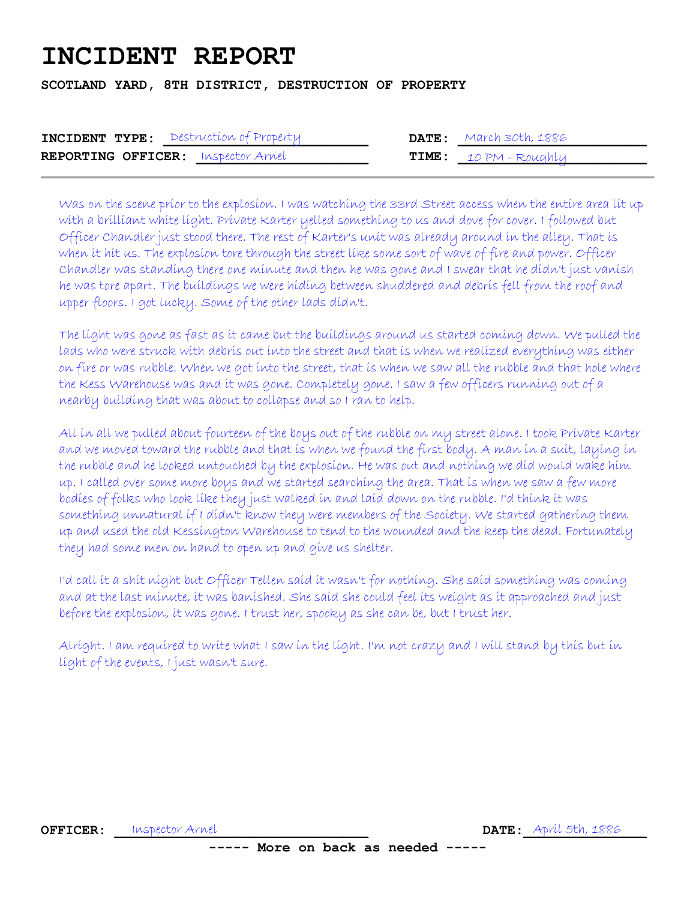# INCIDENT REPORT

**SCOTLAND YARD, 8TH DISTRICT, DESTRUCTION OF PROPERTY**

**INCIDENT TYPE:** Destruction of Property **DATE:** March 30th, 1886

**REPORTING OFFICER:** Inspector Arnel **TIME:** 10 PM - Roughly

---

Was on the scene prior to the explosion. I was watching the 33rd Street access when the entire area lit up with a brilliant white light. Private Karter yelled something to us and dove for cover. I followed but Officer Chandler just stood there. The rest of Karter's unit was already around in the alley. That is when it hit us. The explosion tore through the street like some sort of wave of fire and power. Officer Chandler was standing there one minute and then he was gone and I swear that he didn't just vanish he was tore apart. The buildings we were hiding between shuddered and debris fell from the roof and upper floors. I got lucky. Some of the other lads didn't.

The light was gone as fast as it came but the buildings around us started coming down. We pulled the lads who were struck with debris out into the street and that is when we realized everything was either on fire or was rubble. When we got into the street, that is when we saw all the rubble and that hole where the Kess Warehouse was and it was gone. Completely gone. I saw a few officers running out of a nearby building that was about to collapse and so I ran to help.

All in all we pulled about fourteen of the boys out of the rubble on my street alone. I took Private Karter and we moved toward the rubble and that is when we found the first body. A man in a suit, laying in the rubble and he looked untouched by the explosion. He was out and nothing we did would wake him up. I called over some more boys and we started searching the area. That is when we saw a few more bodies of folks who look like they just walked in and laid down on the rubble. I'd think it was something unnatural if I didn't know they were members of the Society. We started gathering them up and used the old Kessington Warehouse to tend to the wounded and the keep the dead. Fortunately they had some men on hand to open up and give us shelter.

I'd call it a shit night but Officer Tellen said it wasn't for nothing. She said something was coming and at the last minute, it was banished. She said she could feel its weight as it approached and just before the explosion, it was gone. I trust her, spooky as she can be, but I trust her.

Alright. I am required to write what I saw in the light. I'm not crazy and I will stand by this but in light of the events, I just wasn't sure.

**OFFICER:** Inspector Arnel **DATE:** April 5th, 1886

**----- More on back as needed -----**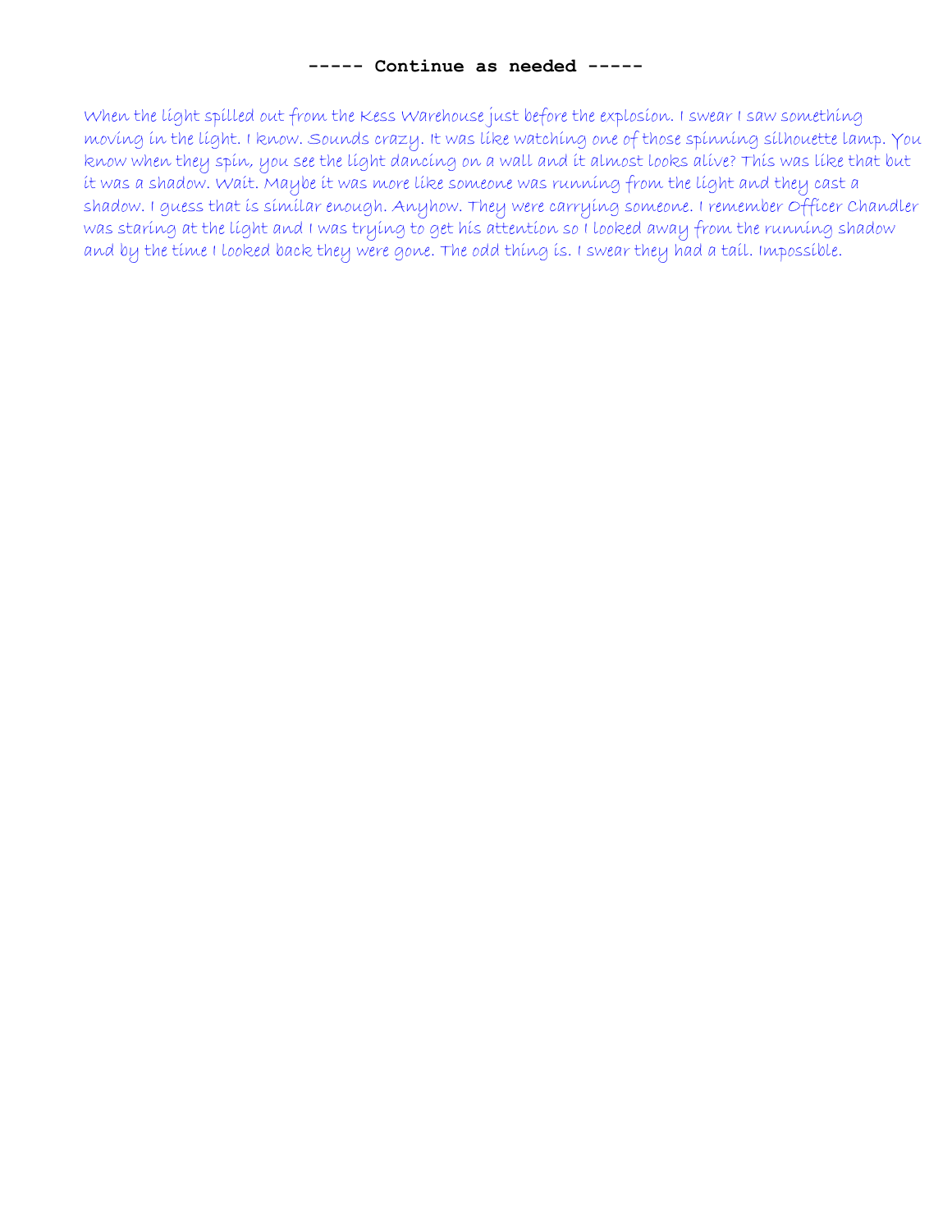**----- Continue as needed -----**

When the light spilled out from the Kess Warehouse just before the explosion. I swear I saw something moving in the light. I know. Sounds crazy. It was like watching one of those spinning silhouette lamp. You know when they spin, you see the light dancing on a wall and it almost looks alive? This was like that but it was a shadow. Wait. Maybe it was more like someone was running from the light and they cast a shadow. I guess that is similar enough. Anyhow. They were carrying someone. I remember Officer Chandler was staring at the light and I was trying to get his attention so I looked away from the running shadow and by the time I looked back they were gone. The odd thing is. I swear they had a tail. Impossible.